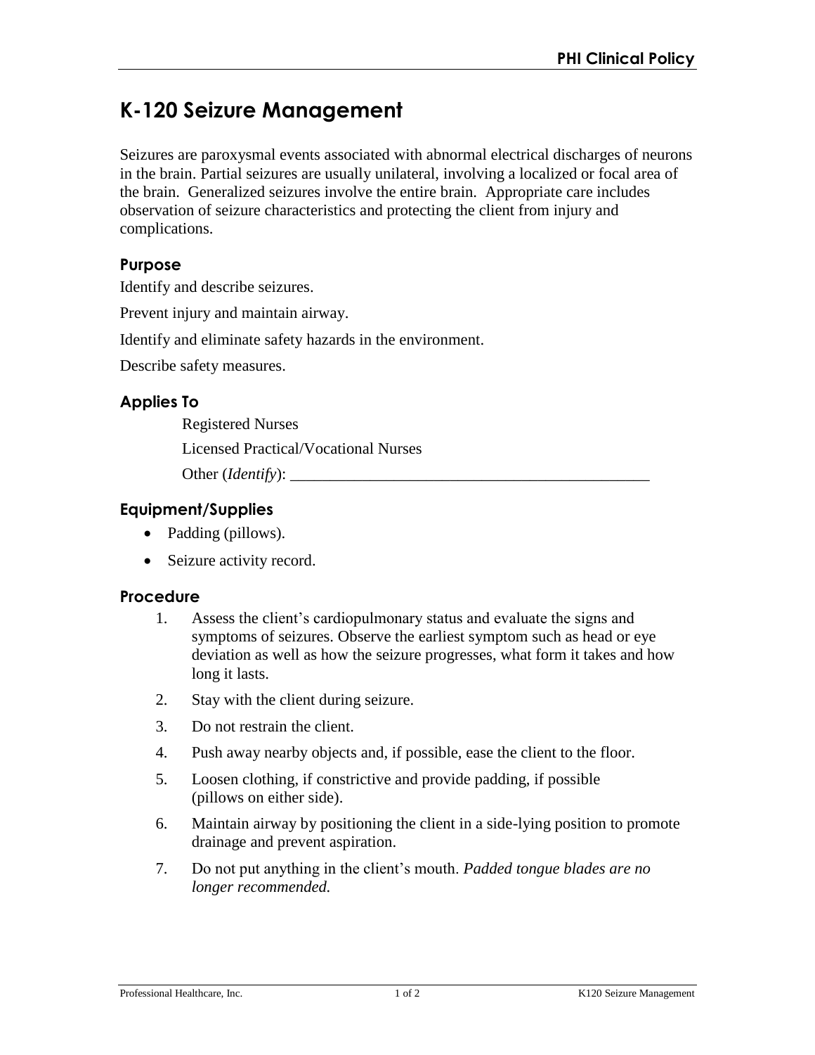# K-120 Seizure Management

Seizures are paroxysmal events associated with abnormal electrical discharges of neurons in the brain. Partial seizures are usually unilateral, involving a localized or focal area of the brain. Generalized seizures involve the entire brain. Appropriate care includes observation of seizure characteristics and protecting the client from injury and complications.

## Purpose

Identify and describe seizures.

Prevent injury and maintain airway.

Identify and eliminate safety hazards in the environment.

Describe safety measures.

## Applies To

Registered Nurses

Licensed Practical/Vocational Nurses

Other (*Identify*): ______________________________________________

## Equipment/Supplies

- Padding (pillows).
- Seizure activity record.

## Procedure

1. Assess the client's cardiopulmonary status and evaluate the signs and symptoms of seizures. Observe the earliest symptom such as head or eye deviation as well as how the seizure progresses, what form it takes and how long it lasts.
2. Stay with the client during seizure.
3. Do not restrain the client.
4. Push away nearby objects and, if possible, ease the client to the floor.
5. Loosen clothing, if constrictive and provide padding, if possible (pillows on either side).
6. Maintain airway by positioning the client in a side-lying position to promote drainage and prevent aspiration.
7. Do not put anything in the client's mouth. *Padded tongue blades are no longer recommended.*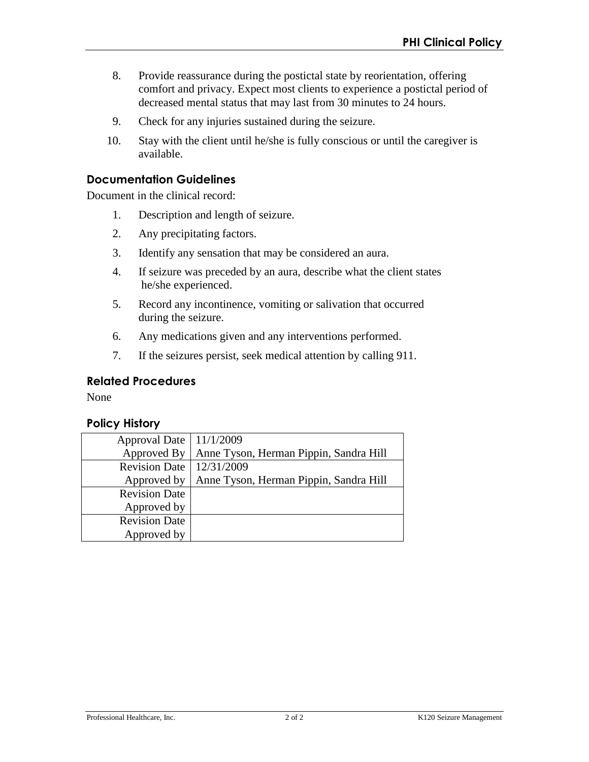8. Provide reassurance during the postictal state by reorientation, offering comfort and privacy. Expect most clients to experience a postictal period of decreased mental status that may last from 30 minutes to 24 hours.
9. Check for any injuries sustained during the seizure.
10. Stay with the client until he/she is fully conscious or until the caregiver is available.

## Documentation Guidelines

Document in the clinical record:

1. Description and length of seizure.
2. Any precipitating factors.
3. Identify any sensation that may be considered an aura.
4. If seizure was preceded by an aura, describe what the client states he/she experienced.
5. Record any incontinence, vomiting or salivation that occurred during the seizure.
6. Any medications given and any interventions performed.
7. If the seizures persist, seek medical attention by calling 911.

## Related Procedures

None

## Policy History

| | |
|---|---|
| Approval Date | 11/1/2009 |
| Approved By | Anne Tyson, Herman Pippin, Sandra Hill |
| Revision Date | 12/31/2009 |
| Approved by | Anne Tyson, Herman Pippin, Sandra Hill |
| Revision Date | |
| Approved by | |
| Revision Date | |
| Approved by | |